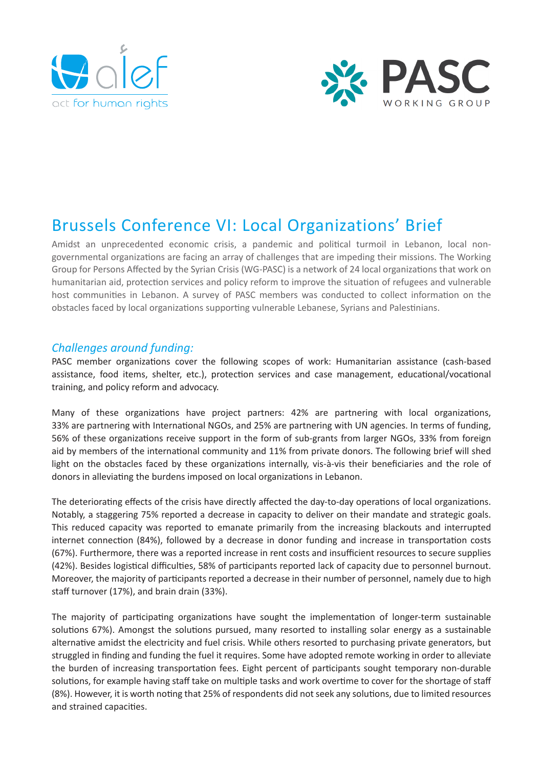# Brussels Conference VI: Local Organizations' Brief

Amidst an unprecedented economic crisis, a pandemic and political turmoil in Lebanon, local non-governmental organizations are facing an array of challenges that are impeding their missions. The Working Group for Persons Affected by the Syrian Crisis (WG-PASC) is a network of 24 local organizations that work on humanitarian aid, protection services and policy reform to improve the situation of refugees and vulnerable host communities in Lebanon. A survey of PASC members was conducted to collect information on the obstacles faced by local organizations supporting vulnerable Lebanese, Syrians and Palestinians.

## *Challenges around funding:*

PASC member organizations cover the following scopes of work: Humanitarian assistance (cash-based assistance, food items, shelter, etc.), protection services and case management, educational/vocational training, and policy reform and advocacy.

Many of these organizations have project partners: 42% are partnering with local organizations, 33% are partnering with International NGOs, and 25% are partnering with UN agencies. In terms of funding, 56% of these organizations receive support in the form of sub-grants from larger NGOs, 33% from foreign aid by members of the international community and 11% from private donors. The following brief will shed light on the obstacles faced by these organizations internally, vis-à-vis their beneficiaries and the role of donors in alleviating the burdens imposed on local organizations in Lebanon.

The deteriorating effects of the crisis have directly affected the day-to-day operations of local organizations. Notably, a staggering 75% reported a decrease in capacity to deliver on their mandate and strategic goals. This reduced capacity was reported to emanate primarily from the increasing blackouts and interrupted internet connection (84%), followed by a decrease in donor funding and increase in transportation costs (67%). Furthermore, there was a reported increase in rent costs and insufficient resources to secure supplies (42%). Besides logistical difficulties, 58% of participants reported lack of capacity due to personnel burnout. Moreover, the majority of participants reported a decrease in their number of personnel, namely due to high staff turnover (17%), and brain drain (33%).

The majority of participating organizations have sought the implementation of longer-term sustainable solutions 67%). Amongst the solutions pursued, many resorted to installing solar energy as a sustainable alternative amidst the electricity and fuel crisis. While others resorted to purchasing private generators, but struggled in finding and funding the fuel it requires. Some have adopted remote working in order to alleviate the burden of increasing transportation fees. Eight percent of participants sought temporary non-durable solutions, for example having staff take on multiple tasks and work overtime to cover for the shortage of staff (8%). However, it is worth noting that 25% of respondents did not seek any solutions, due to limited resources and strained capacities.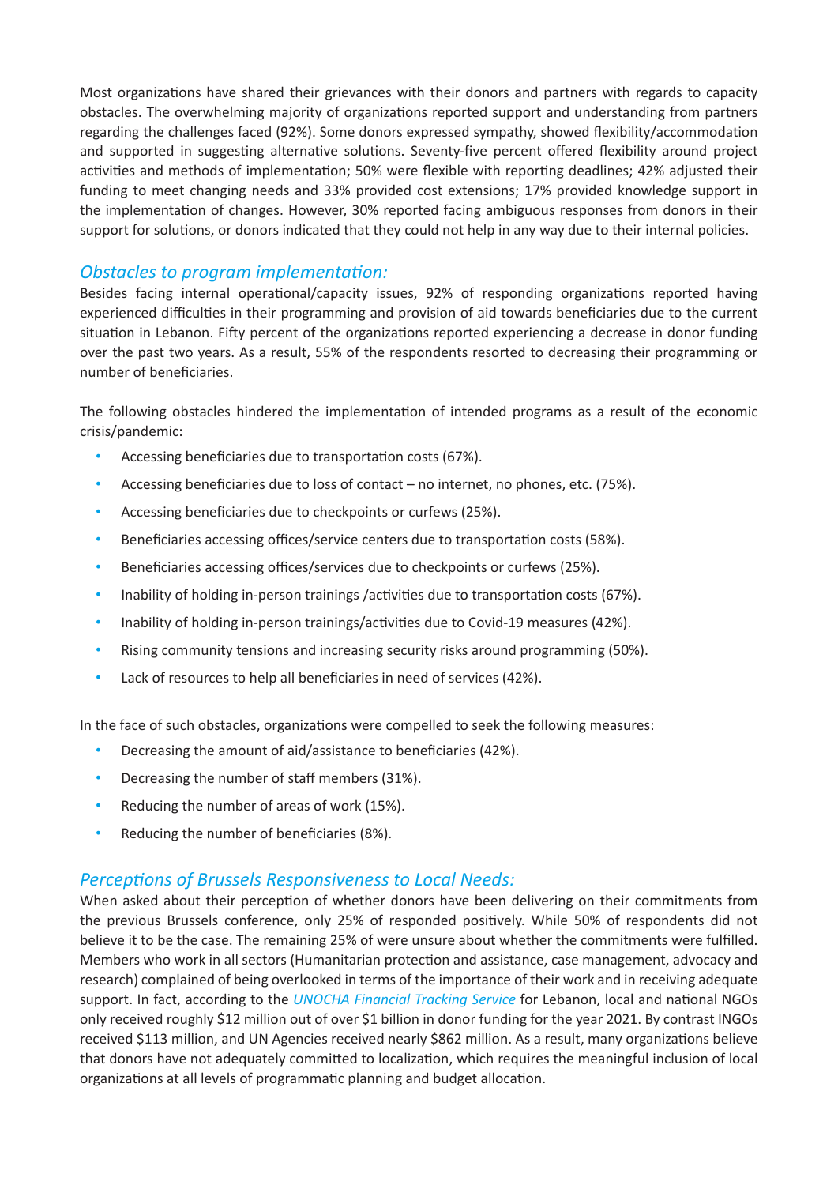Most organizations have shared their grievances with their donors and partners with regards to capacity obstacles. The overwhelming majority of organizations reported support and understanding from partners regarding the challenges faced (92%). Some donors expressed sympathy, showed flexibility/accommodation and supported in suggesting alternative solutions. Seventy-five percent offered flexibility around project activities and methods of implementation; 50% were flexible with reporting deadlines; 42% adjusted their funding to meet changing needs and 33% provided cost extensions; 17% provided knowledge support in the implementation of changes. However, 30% reported facing ambiguous responses from donors in their support for solutions, or donors indicated that they could not help in any way due to their internal policies.

## *Obstacles to program implementation:*

Besides facing internal operational/capacity issues, 92% of responding organizations reported having experienced difficulties in their programming and provision of aid towards beneficiaries due to the current situation in Lebanon. Fifty percent of the organizations reported experiencing a decrease in donor funding over the past two years. As a result, 55% of the respondents resorted to decreasing their programming or number of beneficiaries.

The following obstacles hindered the implementation of intended programs as a result of the economic crisis/pandemic:

- Accessing beneficiaries due to transportation costs (67%).
- Accessing beneficiaries due to loss of contact – no internet, no phones, etc. (75%).
- Accessing beneficiaries due to checkpoints or curfews (25%).
- Beneficiaries accessing offices/service centers due to transportation costs (58%).
- Beneficiaries accessing offices/services due to checkpoints or curfews (25%).
- Inability of holding in-person trainings /activities due to transportation costs (67%).
- Inability of holding in-person trainings/activities due to Covid-19 measures (42%).
- Rising community tensions and increasing security risks around programming (50%).
- Lack of resources to help all beneficiaries in need of services (42%).

In the face of such obstacles, organizations were compelled to seek the following measures:

- Decreasing the amount of aid/assistance to beneficiaries (42%).
- Decreasing the number of staff members (31%).
- Reducing the number of areas of work (15%).
- Reducing the number of beneficiaries (8%).

## *Perceptions of Brussels Responsiveness to Local Needs:*

When asked about their perception of whether donors have been delivering on their commitments from the previous Brussels conference, only 25% of responded positively. While 50% of respondents did not believe it to be the case. The remaining 25% of were unsure about whether the commitments were fulfilled. Members who work in all sectors (Humanitarian protection and assistance, case management, advocacy and research) complained of being overlooked in terms of the importance of their work and in receiving adequate support. In fact, according to the *UNOCHA Financial Tracking Service* for Lebanon, local and national NGOs only received roughly $12 million out of over $1 billion in donor funding for the year 2021. By contrast INGOs received $113 million, and UN Agencies received nearly $862 million. As a result, many organizations believe that donors have not adequately committed to localization, which requires the meaningful inclusion of local organizations at all levels of programmatic planning and budget allocation.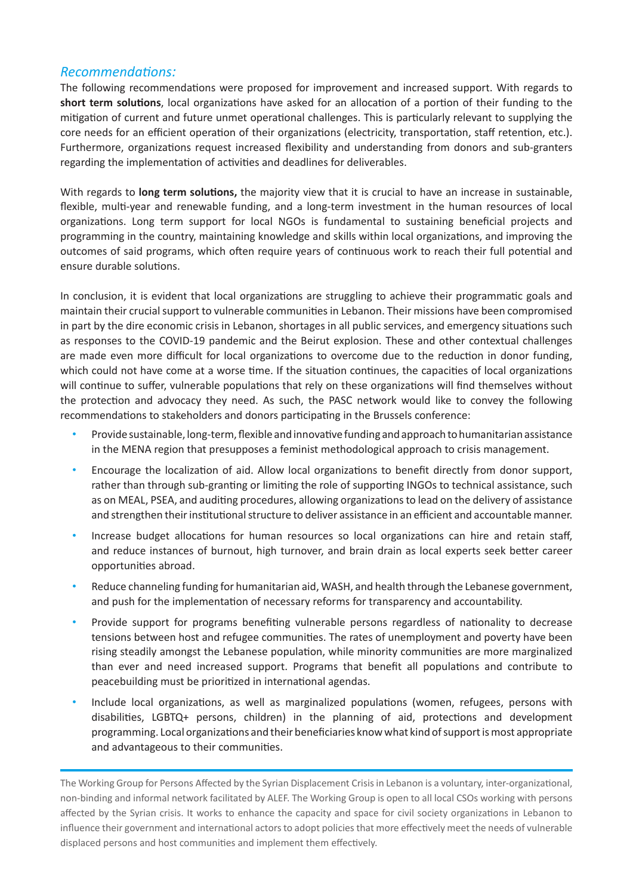### *Recommendations:*

The following recommendations were proposed for improvement and increased support. With regards to **short term solutions**, local organizations have asked for an allocation of a portion of their funding to the mitigation of current and future unmet operational challenges. This is particularly relevant to supplying the core needs for an efficient operation of their organizations (electricity, transportation, staff retention, etc.). Furthermore, organizations request increased flexibility and understanding from donors and sub-granters regarding the implementation of activities and deadlines for deliverables.

With regards to **long term solutions,** the majority view that it is crucial to have an increase in sustainable, flexible, multi-year and renewable funding, and a long-term investment in the human resources of local organizations. Long term support for local NGOs is fundamental to sustaining beneficial projects and programming in the country, maintaining knowledge and skills within local organizations, and improving the outcomes of said programs, which often require years of continuous work to reach their full potential and ensure durable solutions.

In conclusion, it is evident that local organizations are struggling to achieve their programmatic goals and maintain their crucial support to vulnerable communities in Lebanon. Their missions have been compromised in part by the dire economic crisis in Lebanon, shortages in all public services, and emergency situations such as responses to the COVID-19 pandemic and the Beirut explosion. These and other contextual challenges are made even more difficult for local organizations to overcome due to the reduction in donor funding, which could not have come at a worse time. If the situation continues, the capacities of local organizations will continue to suffer, vulnerable populations that rely on these organizations will find themselves without the protection and advocacy they need. As such, the PASC network would like to convey the following recommendations to stakeholders and donors participating in the Brussels conference:

- Provide sustainable, long-term, flexible and innovative funding and approach to humanitarian assistance in the MENA region that presupposes a feminist methodological approach to crisis management.
- Encourage the localization of aid. Allow local organizations to benefit directly from donor support, rather than through sub-granting or limiting the role of supporting INGOs to technical assistance, such as on MEAL, PSEA, and auditing procedures, allowing organizations to lead on the delivery of assistance and strengthen their institutional structure to deliver assistance in an efficient and accountable manner.
- Increase budget allocations for human resources so local organizations can hire and retain staff, and reduce instances of burnout, high turnover, and brain drain as local experts seek better career opportunities abroad.
- Reduce channeling funding for humanitarian aid, WASH, and health through the Lebanese government, and push for the implementation of necessary reforms for transparency and accountability.
- Provide support for programs benefiting vulnerable persons regardless of nationality to decrease tensions between host and refugee communities. The rates of unemployment and poverty have been rising steadily amongst the Lebanese population, while minority communities are more marginalized than ever and need increased support. Programs that benefit all populations and contribute to peacebuilding must be prioritized in international agendas.
- Include local organizations, as well as marginalized populations (women, refugees, persons with disabilities, LGBTQ+ persons, children) in the planning of aid, protections and development programming. Local organizations and their beneficiaries know what kind of support is most appropriate and advantageous to their communities.

---

The Working Group for Persons Affected by the Syrian Displacement Crisis in Lebanon is a voluntary, inter-organizational, non-binding and informal network facilitated by ALEF. The Working Group is open to all local CSOs working with persons affected by the Syrian crisis. It works to enhance the capacity and space for civil society organizations in Lebanon to influence their government and international actors to adopt policies that more effectively meet the needs of vulnerable displaced persons and host communities and implement them effectively.